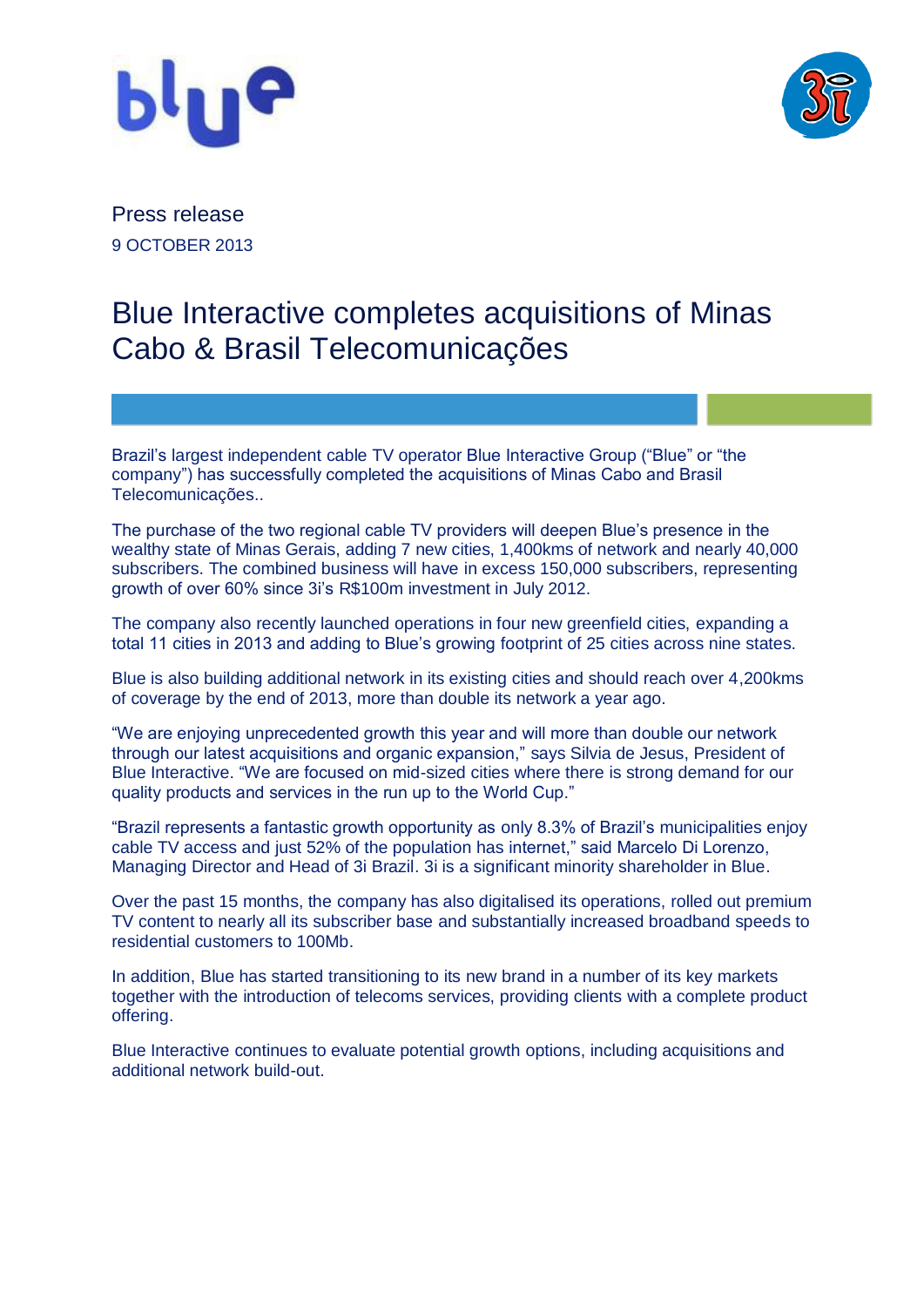Press release

9 OCTOBER 2013

# Blue Interactive completes acquisitions of Minas Cabo & Brasil Telecomunicações

Brazil's largest independent cable TV operator Blue Interactive Group ("Blue" or "the company") has successfully completed the acquisitions of Minas Cabo and Brasil Telecomunicações..

The purchase of the two regional cable TV providers will deepen Blue's presence in the wealthy state of Minas Gerais, adding 7 new cities, 1,400kms of network and nearly 40,000 subscribers. The combined business will have in excess 150,000 subscribers, representing growth of over 60% since 3i's R$100m investment in July 2012.

The company also recently launched operations in four new greenfield cities, expanding a total 11 cities in 2013 and adding to Blue's growing footprint of 25 cities across nine states.

Blue is also building additional network in its existing cities and should reach over 4,200kms of coverage by the end of 2013, more than double its network a year ago.

"We are enjoying unprecedented growth this year and will more than double our network through our latest acquisitions and organic expansion," says Silvia de Jesus, President of Blue Interactive. "We are focused on mid-sized cities where there is strong demand for our quality products and services in the run up to the World Cup."

"Brazil represents a fantastic growth opportunity as only 8.3% of Brazil's municipalities enjoy cable TV access and just 52% of the population has internet," said Marcelo Di Lorenzo, Managing Director and Head of 3i Brazil. 3i is a significant minority shareholder in Blue.

Over the past 15 months, the company has also digitalised its operations, rolled out premium TV content to nearly all its subscriber base and substantially increased broadband speeds to residential customers to 100Mb.

In addition, Blue has started transitioning to its new brand in a number of its key markets together with the introduction of telecoms services, providing clients with a complete product offering.

Blue Interactive continues to evaluate potential growth options, including acquisitions and additional network build-out.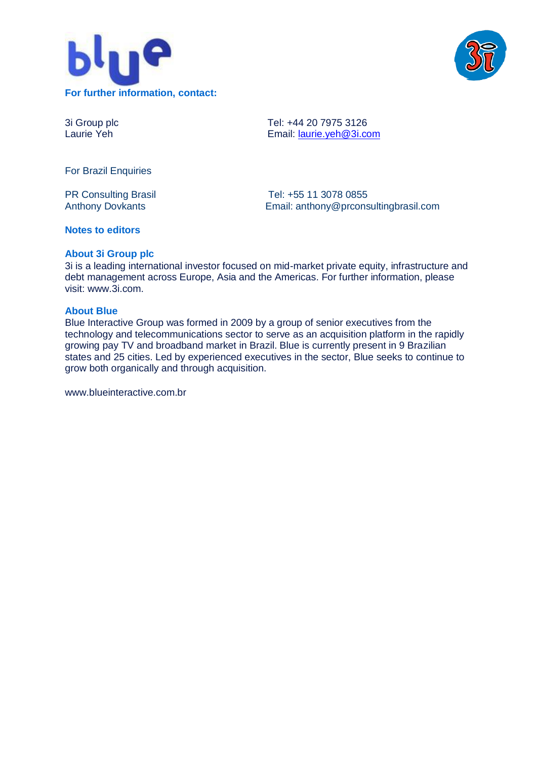**For further information, contact:**

3i Group plc
Laurie Yeh

Tel: +44 20 7975 3126
Email: laurie.yeh@3i.com

For Brazil Enquiries

PR Consulting Brasil
Anthony Dovkants

Tel: +55 11 3078 0855
Email: anthony@prconsultingbrasil.com

**Notes to editors**

**About 3i Group plc**

3i is a leading international investor focused on mid-market private equity, infrastructure and debt management across Europe, Asia and the Americas. For further information, please visit: www.3i.com.

**About Blue**

Blue Interactive Group was formed in 2009 by a group of senior executives from the technology and telecommunications sector to serve as an acquisition platform in the rapidly growing pay TV and broadband market in Brazil. Blue is currently present in 9 Brazilian states and 25 cities. Led by experienced executives in the sector, Blue seeks to continue to grow both organically and through acquisition.

www.blueinteractive.com.br